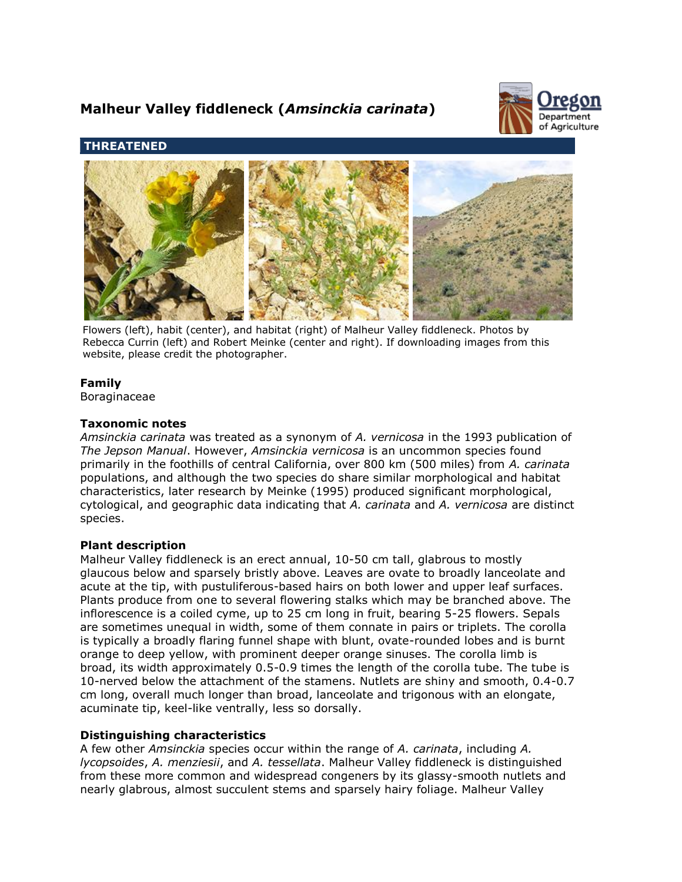# Malheur Valley fiddleneck (*Amsinckia carinata*)

**THREATENED**

Flowers (left), habit (center), and habitat (right) of Malheur Valley fiddleneck. Photos by Rebecca Currin (left) and Robert Meinke (center and right). If downloading images from this website, please credit the photographer.

### Family

Boraginaceae

### Taxonomic notes

*Amsinckia carinata* was treated as a synonym of *A. vernicosa* in the 1993 publication of *The Jepson Manual*. However, *Amsinckia vernicosa* is an uncommon species found primarily in the foothills of central California, over 800 km (500 miles) from *A. carinata* populations, and although the two species do share similar morphological and habitat characteristics, later research by Meinke (1995) produced significant morphological, cytological, and geographic data indicating that *A. carinata* and *A. vernicosa* are distinct species.

### Plant description

Malheur Valley fiddleneck is an erect annual, 10-50 cm tall, glabrous to mostly glaucous below and sparsely bristly above. Leaves are ovate to broadly lanceolate and acute at the tip, with pustuliferous-based hairs on both lower and upper leaf surfaces. Plants produce from one to several flowering stalks which may be branched above. The inflorescence is a coiled cyme, up to 25 cm long in fruit, bearing 5-25 flowers. Sepals are sometimes unequal in width, some of them connate in pairs or triplets. The corolla is typically a broadly flaring funnel shape with blunt, ovate-rounded lobes and is burnt orange to deep yellow, with prominent deeper orange sinuses. The corolla limb is broad, its width approximately 0.5-0.9 times the length of the corolla tube. The tube is 10-nerved below the attachment of the stamens. Nutlets are shiny and smooth, 0.4-0.7 cm long, overall much longer than broad, lanceolate and trigonous with an elongate, acuminate tip, keel-like ventrally, less so dorsally.

### Distinguishing characteristics

A few other *Amsinckia* species occur within the range of *A. carinata*, including *A. lycopsoides*, *A. menziesii*, and *A. tessellata*. Malheur Valley fiddleneck is distinguished from these more common and widespread congeners by its glassy-smooth nutlets and nearly glabrous, almost succulent stems and sparsely hairy foliage. Malheur Valley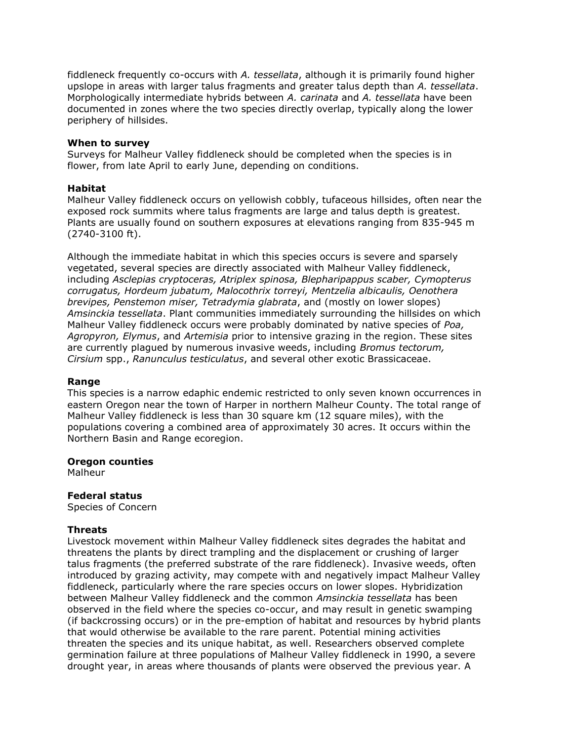fiddleneck frequently co-occurs with *A. tessellata*, although it is primarily found higher upslope in areas with larger talus fragments and greater talus depth than *A. tessellata*. Morphologically intermediate hybrids between *A. carinata* and *A. tessellata* have been documented in zones where the two species directly overlap, typically along the lower periphery of hillsides.

**When to survey**
Surveys for Malheur Valley fiddleneck should be completed when the species is in flower, from late April to early June, depending on conditions.

**Habitat**
Malheur Valley fiddleneck occurs on yellowish cobbly, tufaceous hillsides, often near the exposed rock summits where talus fragments are large and talus depth is greatest. Plants are usually found on southern exposures at elevations ranging from 835-945 m (2740-3100 ft).

Although the immediate habitat in which this species occurs is severe and sparsely vegetated, several species are directly associated with Malheur Valley fiddleneck, including *Asclepias cryptoceras, Atriplex spinosa, Blepharipappus scaber, Cymopterus corrugatus, Hordeum jubatum, Malocothrix torreyi, Mentzelia albicaulis, Oenothera brevipes, Penstemon miser, Tetradymia glabrata*, and (mostly on lower slopes) *Amsinckia tessellata*. Plant communities immediately surrounding the hillsides on which Malheur Valley fiddleneck occurs were probably dominated by native species of *Poa, Agropyron, Elymus*, and *Artemisia* prior to intensive grazing in the region. These sites are currently plagued by numerous invasive weeds, including *Bromus tectorum, Cirsium* spp., *Ranunculus testiculatus*, and several other exotic Brassicaceae.

**Range**
This species is a narrow edaphic endemic restricted to only seven known occurrences in eastern Oregon near the town of Harper in northern Malheur County. The total range of Malheur Valley fiddleneck is less than 30 square km (12 square miles), with the populations covering a combined area of approximately 30 acres. It occurs within the Northern Basin and Range ecoregion.

**Oregon counties**
Malheur

**Federal status**
Species of Concern

**Threats**
Livestock movement within Malheur Valley fiddleneck sites degrades the habitat and threatens the plants by direct trampling and the displacement or crushing of larger talus fragments (the preferred substrate of the rare fiddleneck). Invasive weeds, often introduced by grazing activity, may compete with and negatively impact Malheur Valley fiddleneck, particularly where the rare species occurs on lower slopes. Hybridization between Malheur Valley fiddleneck and the common *Amsinckia tessellata* has been observed in the field where the species co-occur, and may result in genetic swamping (if backcrossing occurs) or in the pre-emption of habitat and resources by hybrid plants that would otherwise be available to the rare parent. Potential mining activities threaten the species and its unique habitat, as well. Researchers observed complete germination failure at three populations of Malheur Valley fiddleneck in 1990, a severe drought year, in areas where thousands of plants were observed the previous year. A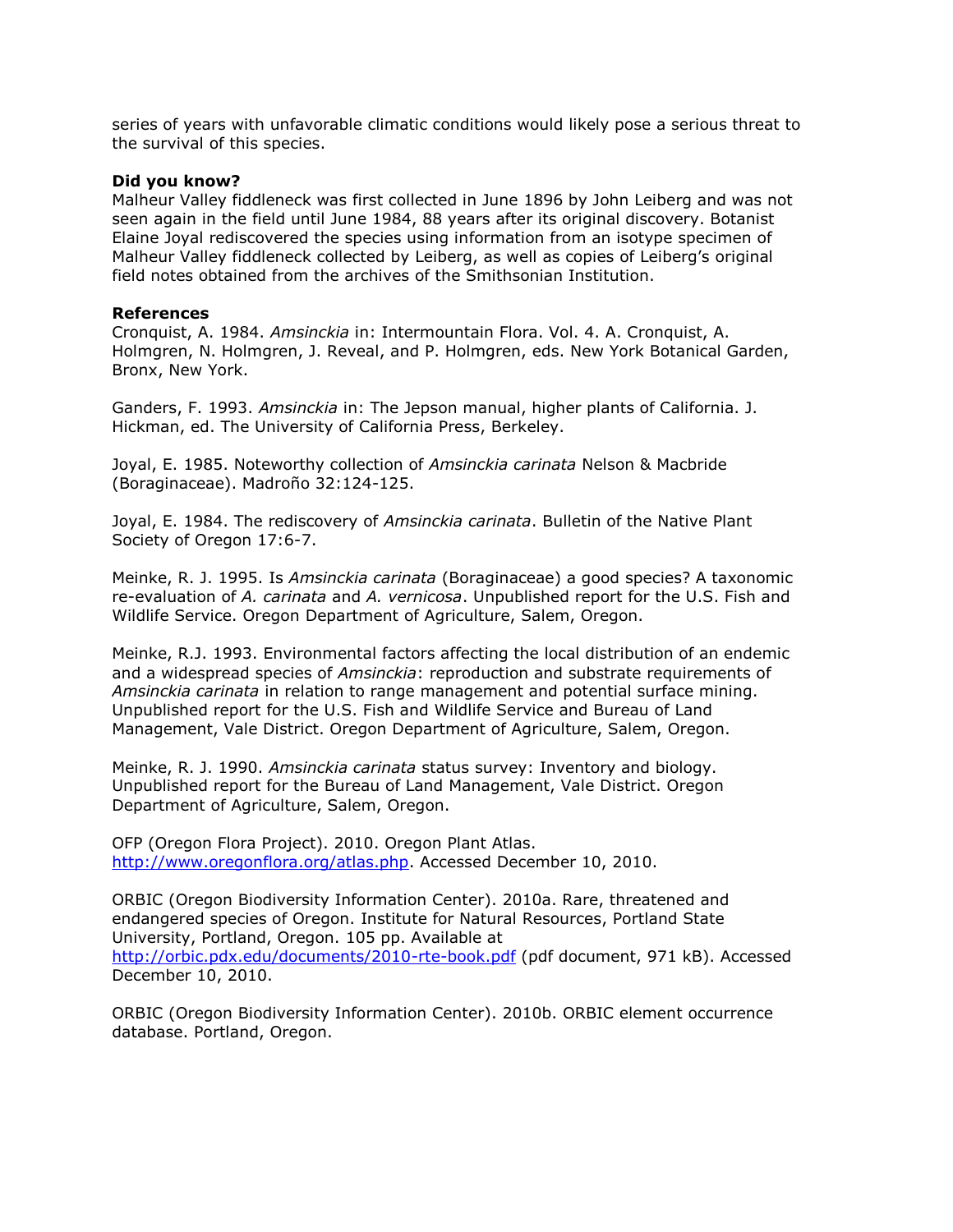series of years with unfavorable climatic conditions would likely pose a serious threat to the survival of this species.

**Did you know?**
Malheur Valley fiddleneck was first collected in June 1896 by John Leiberg and was not seen again in the field until June 1984, 88 years after its original discovery. Botanist Elaine Joyal rediscovered the species using information from an isotype specimen of Malheur Valley fiddleneck collected by Leiberg, as well as copies of Leiberg's original field notes obtained from the archives of the Smithsonian Institution.

**References**

Cronquist, A. 1984. *Amsinckia* in: Intermountain Flora. Vol. 4. A. Cronquist, A. Holmgren, N. Holmgren, J. Reveal, and P. Holmgren, eds. New York Botanical Garden, Bronx, New York.

Ganders, F. 1993. *Amsinckia* in: The Jepson manual, higher plants of California. J. Hickman, ed. The University of California Press, Berkeley.

Joyal, E. 1985. Noteworthy collection of *Amsinckia carinata* Nelson & Macbride (Boraginaceae). Madroño 32:124-125.

Joyal, E. 1984. The rediscovery of *Amsinckia carinata*. Bulletin of the Native Plant Society of Oregon 17:6-7.

Meinke, R. J. 1995. Is *Amsinckia carinata* (Boraginaceae) a good species? A taxonomic re-evaluation of *A. carinata* and *A. vernicosa*. Unpublished report for the U.S. Fish and Wildlife Service. Oregon Department of Agriculture, Salem, Oregon.

Meinke, R.J. 1993. Environmental factors affecting the local distribution of an endemic and a widespread species of *Amsinckia*: reproduction and substrate requirements of *Amsinckia carinata* in relation to range management and potential surface mining. Unpublished report for the U.S. Fish and Wildlife Service and Bureau of Land Management, Vale District. Oregon Department of Agriculture, Salem, Oregon.

Meinke, R. J. 1990. *Amsinckia carinata* status survey: Inventory and biology. Unpublished report for the Bureau of Land Management, Vale District. Oregon Department of Agriculture, Salem, Oregon.

OFP (Oregon Flora Project). 2010. Oregon Plant Atlas. http://www.oregonflora.org/atlas.php. Accessed December 10, 2010.

ORBIC (Oregon Biodiversity Information Center). 2010a. Rare, threatened and endangered species of Oregon. Institute for Natural Resources, Portland State University, Portland, Oregon. 105 pp. Available at http://orbic.pdx.edu/documents/2010-rte-book.pdf (pdf document, 971 kB). Accessed December 10, 2010.

ORBIC (Oregon Biodiversity Information Center). 2010b. ORBIC element occurrence database. Portland, Oregon.